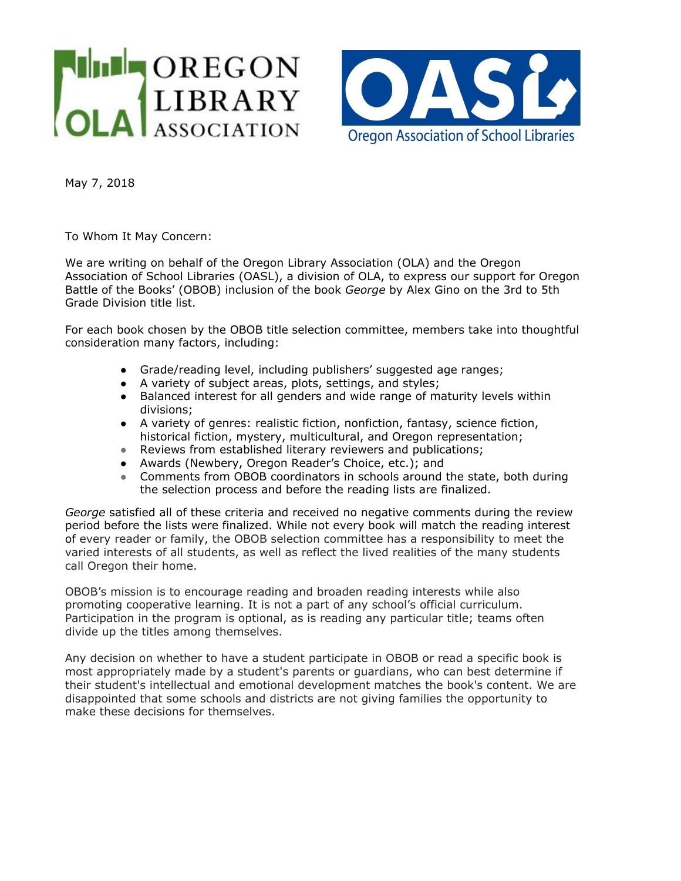OREGON LIBRARY ASSOCIATION

OASL — Oregon Association of School Libraries

May 7, 2018

To Whom It May Concern:

We are writing on behalf of the Oregon Library Association (OLA) and the Oregon Association of School Libraries (OASL), a division of OLA, to express our support for Oregon Battle of the Books' (OBOB) inclusion of the book *George* by Alex Gino on the 3rd to 5th Grade Division title list.

For each book chosen by the OBOB title selection committee, members take into thoughtful consideration many factors, including:

- Grade/reading level, including publishers' suggested age ranges;
- A variety of subject areas, plots, settings, and styles;
- Balanced interest for all genders and wide range of maturity levels within divisions;
- A variety of genres: realistic fiction, nonfiction, fantasy, science fiction, historical fiction, mystery, multicultural, and Oregon representation;
- Reviews from established literary reviewers and publications;
- Awards (Newbery, Oregon Reader's Choice, etc.); and
- Comments from OBOB coordinators in schools around the state, both during the selection process and before the reading lists are finalized.

*George* satisfied all of these criteria and received no negative comments during the review period before the lists were finalized. While not every book will match the reading interest of every reader or family, the OBOB selection committee has a responsibility to meet the varied interests of all students, as well as reflect the lived realities of the many students call Oregon their home.

OBOB's mission is to encourage reading and broaden reading interests while also promoting cooperative learning. It is not a part of any school's official curriculum. Participation in the program is optional, as is reading any particular title; teams often divide up the titles among themselves.

Any decision on whether to have a student participate in OBOB or read a specific book is most appropriately made by a student's parents or guardians, who can best determine if their student's intellectual and emotional development matches the book's content. We are disappointed that some schools and districts are not giving families the opportunity to make these decisions for themselves.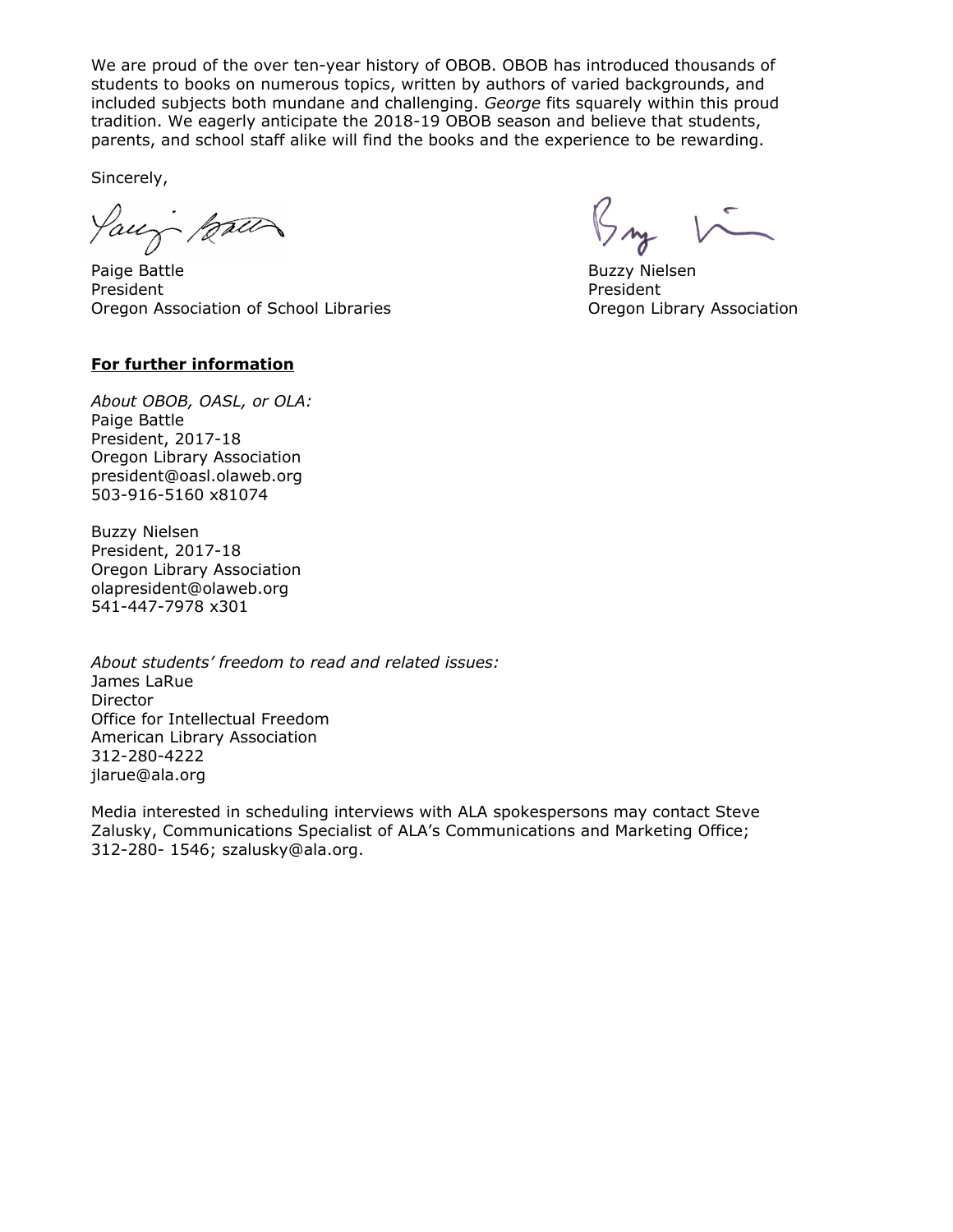We are proud of the over ten-year history of OBOB. OBOB has introduced thousands of students to books on numerous topics, written by authors of varied backgrounds, and included subjects both mundane and challenging. *George* fits squarely within this proud tradition. We eagerly anticipate the 2018-19 OBOB season and believe that students, parents, and school staff alike will find the books and the experience to be rewarding.

Sincerely,

Paige Battle
President
Oregon Association of School Libraries

Buzzy Nielsen
President
Oregon Library Association

**For further information**

*About OBOB, OASL, or OLA:*
Paige Battle
President, 2017-18
Oregon Library Association
president@oasl.olaweb.org
503-916-5160 x81074

Buzzy Nielsen
President, 2017-18
Oregon Library Association
olapresident@olaweb.org
541-447-7978 x301

*About students' freedom to read and related issues:*
James LaRue
Director
Office for Intellectual Freedom
American Library Association
312-280-4222
jlarue@ala.org

Media interested in scheduling interviews with ALA spokespersons may contact Steve Zalusky, Communications Specialist of ALA's Communications and Marketing Office; 312-280- 1546; szalusky@ala.org.